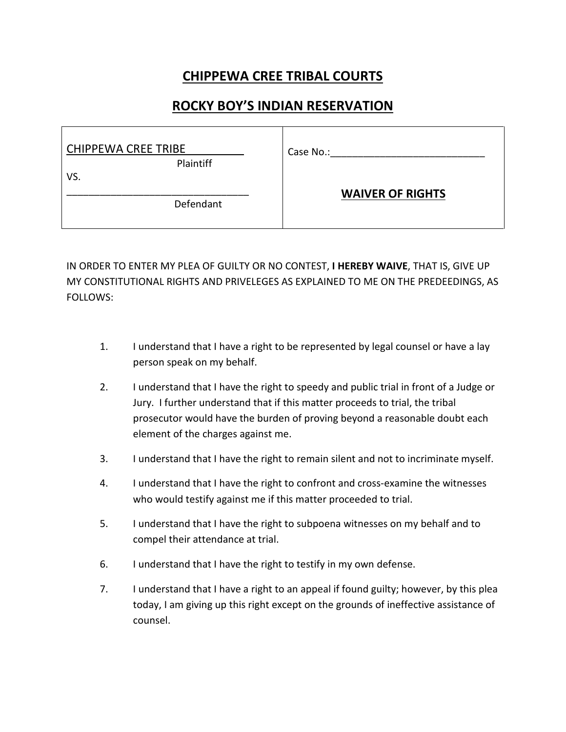# CHIPPEWA CREE TRIBAL COURTS

# ROCKY BOY'S INDIAN RESERVATION

| CHIPPEWA CREE TRIBE<br>Plaintiff<br>VS.<br>\_\_\_\_\_\_\_\_\_\_\_\_\_\_\_\_\_\_\_\_\_\_\_\_\_\_\_\_\_\_\_\_<br>Defendant | Case No.:\_\_\_\_\_\_\_\_\_\_\_\_\_\_\_\_\_\_\_\_\_\_\_\_\_\_\_\_<br><br>**WAIVER OF RIGHTS** |
|---|---|

IN ORDER TO ENTER MY PLEA OF GUILTY OR NO CONTEST, **I HEREBY WAIVE**, THAT IS, GIVE UP MY CONSTITUTIONAL RIGHTS AND PRIVELEGES AS EXPLAINED TO ME ON THE PREDEEDINGS, AS FOLLOWS:

1. I understand that I have a right to be represented by legal counsel or have a lay person speak on my behalf.
2. I understand that I have the right to speedy and public trial in front of a Judge or Jury. I further understand that if this matter proceeds to trial, the tribal prosecutor would have the burden of proving beyond a reasonable doubt each element of the charges against me.
3. I understand that I have the right to remain silent and not to incriminate myself.
4. I understand that I have the right to confront and cross-examine the witnesses who would testify against me if this matter proceeded to trial.
5. I understand that I have the right to subpoena witnesses on my behalf and to compel their attendance at trial.
6. I understand that I have the right to testify in my own defense.
7. I understand that I have a right to an appeal if found guilty; however, by this plea today, I am giving up this right except on the grounds of ineffective assistance of counsel.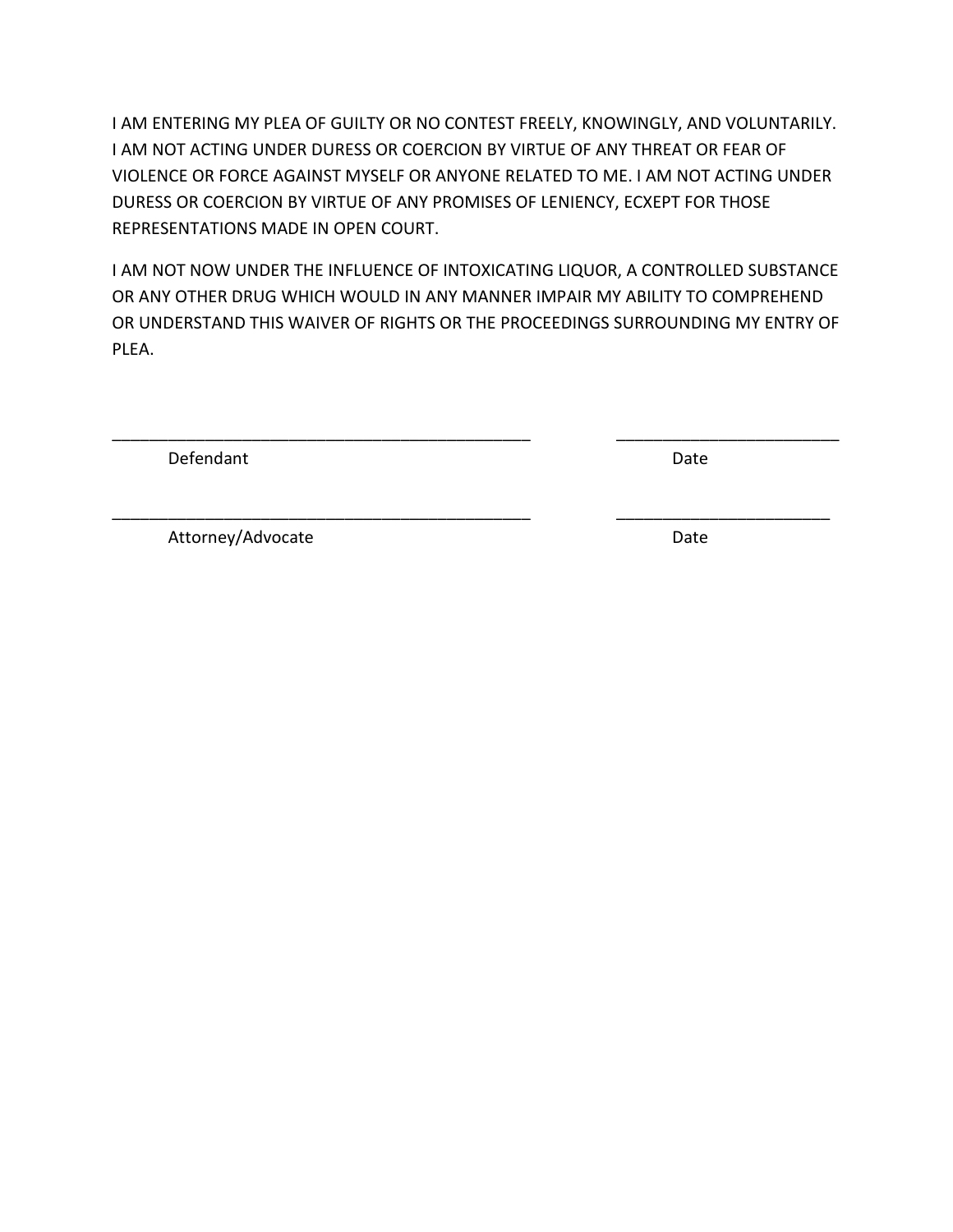I AM ENTERING MY PLEA OF GUILTY OR NO CONTEST FREELY, KNOWINGLY, AND VOLUNTARILY. I AM NOT ACTING UNDER DURESS OR COERCION BY VIRTUE OF ANY THREAT OR FEAR OF VIOLENCE OR FORCE AGAINST MYSELF OR ANYONE RELATED TO ME. I AM NOT ACTING UNDER DURESS OR COERCION BY VIRTUE OF ANY PROMISES OF LENIENCY, ECXEPT FOR THOSE REPRESENTATIONS MADE IN OPEN COURT.

I AM NOT NOW UNDER THE INFLUENCE OF INTOXICATING LIQUOR, A CONTROLLED SUBSTANCE OR ANY OTHER DRUG WHICH WOULD IN ANY MANNER IMPAIR MY ABILITY TO COMPREHEND OR UNDERSTAND THIS WAIVER OF RIGHTS OR THE PROCEEDINGS SURROUNDING MY ENTRY OF PLEA.

_______________________________________________ ________________________

Defendant Date

_______________________________________________ ________________________

Attorney/Advocate Date